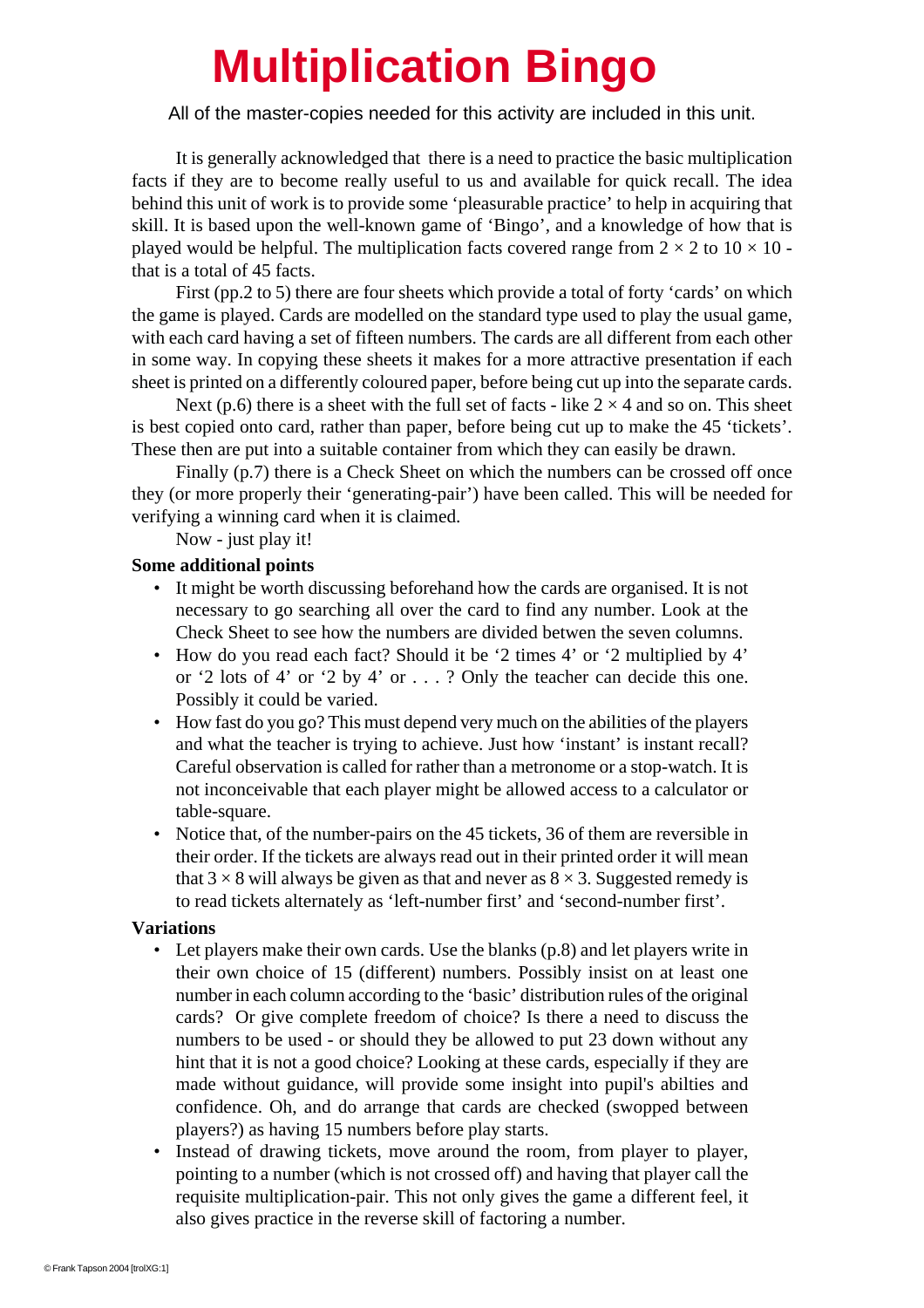# Multiplication Bingo

All of the master-copies needed for this activity are included in this unit.

It is generally acknowledged that there is a need to practice the basic multiplication facts if they are to become really useful to us and available for quick recall. The idea behind this unit of work is to provide some 'pleasurable practice' to help in acquiring that skill. It is based upon the well-known game of 'Bingo', and a knowledge of how that is played would be helpful. The multiplication facts covered range from $2 \times 2$ to $10 \times 10$ - that is a total of 45 facts.

First (pp.2 to 5) there are four sheets which provide a total of forty 'cards' on which the game is played. Cards are modelled on the standard type used to play the usual game, with each card having a set of fifteen numbers. The cards are all different from each other in some way. In copying these sheets it makes for a more attractive presentation if each sheet is printed on a differently coloured paper, before being cut up into the separate cards.

Next (p.6) there is a sheet with the full set of facts - like $2 \times 4$ and so on. This sheet is best copied onto card, rather than paper, before being cut up to make the 45 'tickets'. These then are put into a suitable container from which they can easily be drawn.

Finally (p.7) there is a Check Sheet on which the numbers can be crossed off once they (or more properly their 'generating-pair') have been called. This will be needed for verifying a winning card when it is claimed.

Now - just play it!

**Some additional points**

- It might be worth discussing beforehand how the cards are organised. It is not necessary to go searching all over the card to find any number. Look at the Check Sheet to see how the numbers are divided betwen the seven columns.
- How do you read each fact? Should it be '2 times 4' or '2 multiplied by 4' or '2 lots of 4' or '2 by 4' or . . . ? Only the teacher can decide this one. Possibly it could be varied.
- How fast do you go? This must depend very much on the abilities of the players and what the teacher is trying to achieve. Just how 'instant' is instant recall? Careful observation is called for rather than a metronome or a stop-watch. It is not inconceivable that each player might be allowed access to a calculator or table-square.
- Notice that, of the number-pairs on the 45 tickets, 36 of them are reversible in their order. If the tickets are always read out in their printed order it will mean that $3 \times 8$ will always be given as that and never as $8 \times 3$. Suggested remedy is to read tickets alternately as 'left-number first' and 'second-number first'.

**Variations**

- Let players make their own cards. Use the blanks (p.8) and let players write in their own choice of 15 (different) numbers. Possibly insist on at least one number in each column according to the 'basic' distribution rules of the original cards? Or give complete freedom of choice? Is there a need to discuss the numbers to be used - or should they be allowed to put 23 down without any hint that it is not a good choice? Looking at these cards, especially if they are made without guidance, will provide some insight into pupil's abilties and confidence. Oh, and do arrange that cards are checked (swopped between players?) as having 15 numbers before play starts.
- Instead of drawing tickets, move around the room, from player to player, pointing to a number (which is not crossed off) and having that player call the requisite multiplication-pair. This not only gives the game a different feel, it also gives practice in the reverse skill of factoring a number.

© Frank Tapson 2004 [trolXG:1]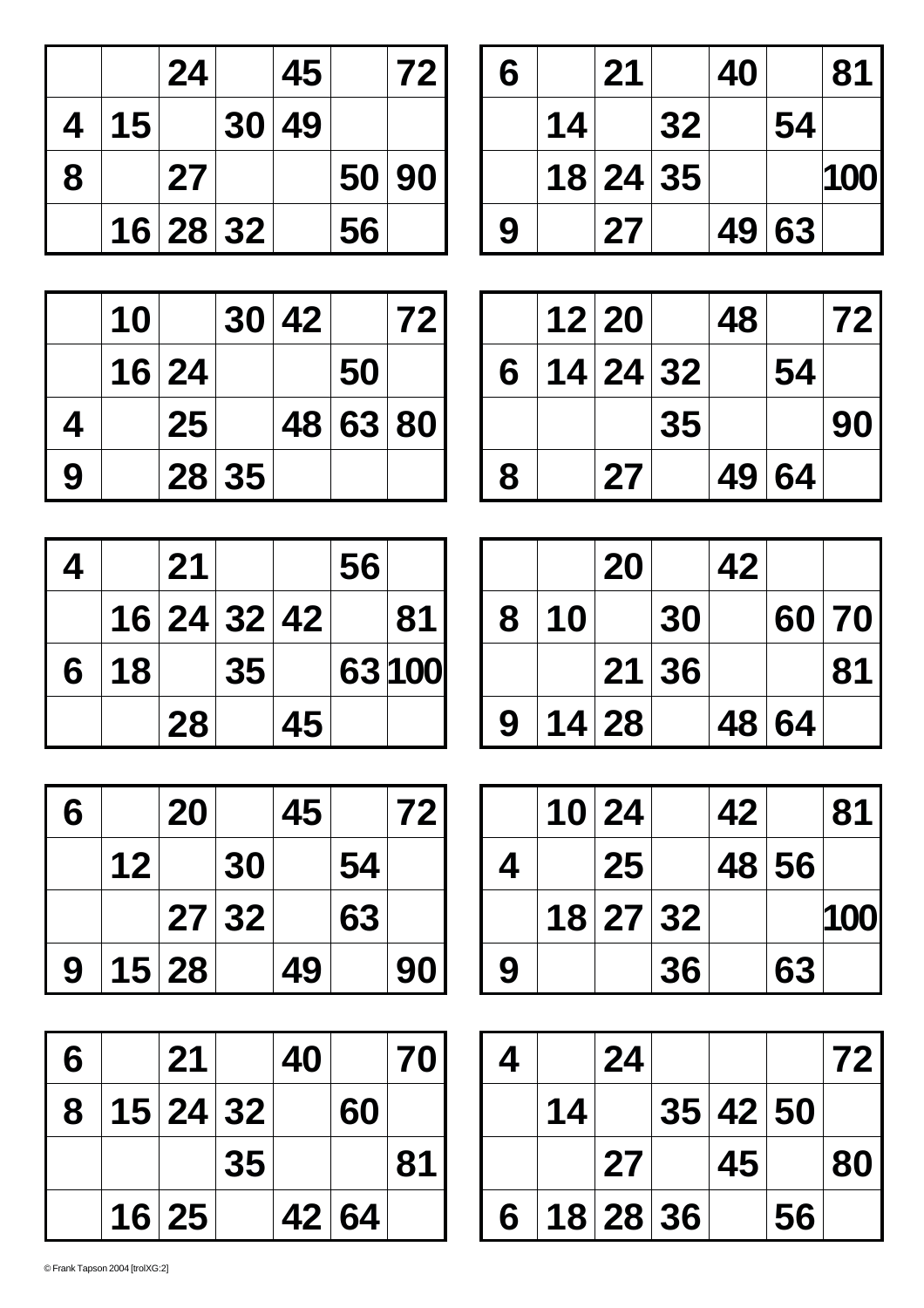|  |  |  |  |  |  |  |
|---|---|---|---|---|---|---|
|  |  | 24 |  | 45 |  | 72 |
| 4 | 15 |  | 30 | 49 |  |  |
| 8 |  | 27 |  |  | 50 | 90 |
|  | 16 | 28 | 32 |  | 56 |  |

|  |  |  |  |  |  |  |
|---|---|---|---|---|---|---|
| 6 |  | 21 |  | 40 |  | 81 |
|  | 14 |  | 32 |  | 54 |  |
|  | 18 | 24 | 35 |  |  | 100 |
| 9 |  | 27 |  | 49 | 63 |  |

|  |  |  |  |  |  |  |
|---|---|---|---|---|---|---|
|  | 10 |  | 30 | 42 |  | 72 |
|  | 16 | 24 |  |  | 50 |  |
| 4 |  | 25 |  | 48 | 63 | 80 |
| 9 |  | 28 | 35 |  |  |  |

|  |  |  |  |  |  |  |
|---|---|---|---|---|---|---|
|  | 12 | 20 |  | 48 |  | 72 |
| 6 | 14 | 24 | 32 |  | 54 |  |
|  |  |  | 35 |  |  | 90 |
| 8 |  | 27 |  | 49 | 64 |  |

|  |  |  |  |  |  |  |
|---|---|---|---|---|---|---|
| 4 |  | 21 |  |  | 56 |  |
|  | 16 | 24 | 32 | 42 |  | 81 |
| 6 | 18 |  | 35 |  | 63 | 100 |
|  |  | 28 |  | 45 |  |  |

|  |  |  |  |  |  |  |
|---|---|---|---|---|---|---|
|  |  | 20 |  | 42 |  |  |
| 8 | 10 |  | 30 |  | 60 | 70 |
|  |  | 21 | 36 |  |  | 81 |
| 9 | 14 | 28 |  | 48 | 64 |  |

|  |  |  |  |  |  |  |
|---|---|---|---|---|---|---|
| 6 |  | 20 |  | 45 |  | 72 |
|  | 12 |  | 30 |  | 54 |  |
|  |  | 27 | 32 |  | 63 |  |
| 9 | 15 | 28 |  | 49 |  | 90 |

|  |  |  |  |  |  |  |
|---|---|---|---|---|---|---|
|  | 10 | 24 |  | 42 |  | 81 |
| 4 |  | 25 |  | 48 | 56 |  |
|  | 18 | 27 | 32 |  |  | 100 |
| 9 |  |  | 36 |  | 63 |  |

|  |  |  |  |  |  |  |
|---|---|---|---|---|---|---|
| 6 |  | 21 |  | 40 |  | 70 |
| 8 | 15 | 24 | 32 |  | 60 |  |
|  |  |  | 35 |  |  | 81 |
|  | 16 | 25 |  | 42 | 64 |  |

|  |  |  |  |  |  |  |
|---|---|---|---|---|---|---|
| 4 |  | 24 |  |  |  | 72 |
|  | 14 |  | 35 | 42 | 50 |  |
|  |  | 27 |  | 45 |  | 80 |
| 6 | 18 | 28 | 36 |  | 56 |  |

© Frank Tapson 2004 [trolXG:2]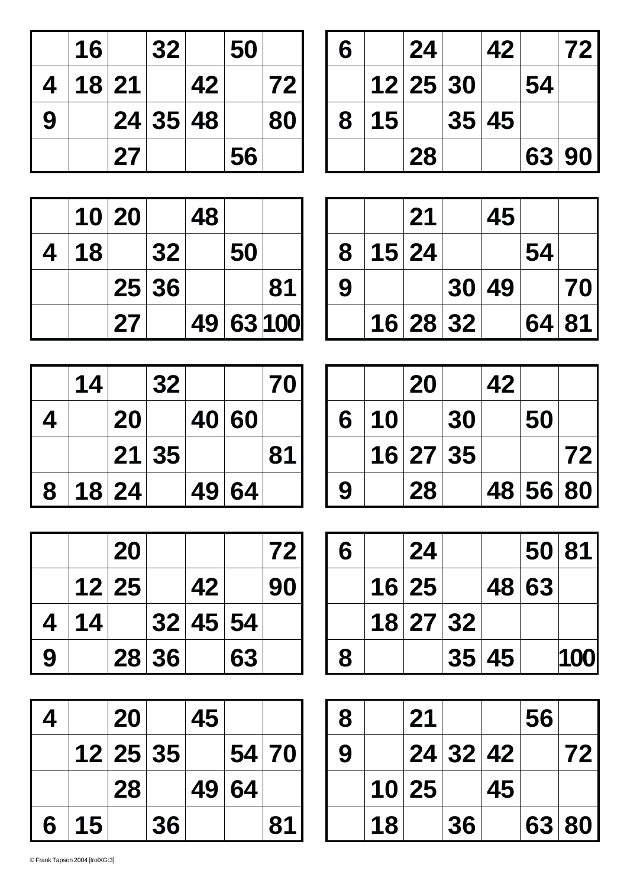| | | | | | | |
|---|---|---|---|---|---|---|
| | 16 | | 32 | | 50 | |
| 4 | 18 | 21 | | 42 | | 72 |
| 9 | | 24 | 35 | 48 | | 80 |
| | | 27 | | | 56 | |

| | | | | | | |
|---|---|---|---|---|---|---|
| 6 | | 24 | | 42 | | 72 |
| | 12 | 25 | 30 | | 54 | |
| 8 | 15 | | 35 | 45 | | |
| | | 28 | | | 63 | 90 |

| | | | | | | |
|---|---|---|---|---|---|---|
| | 10 | 20 | | 48 | | |
| 4 | 18 | | 32 | | 50 | |
| | | 25 | 36 | | | 81 |
| | | 27 | | 49 | 63 | 100 |

| | | | | | | |
|---|---|---|---|---|---|---|
| | | 21 | | 45 | | |
| 8 | 15 | 24 | | | 54 | |
| 9 | | | 30 | 49 | | 70 |
| | 16 | 28 | 32 | | 64 | 81 |

| | | | | | | |
|---|---|---|---|---|---|---|
| | 14 | | 32 | | | 70 |
| 4 | | 20 | | 40 | 60 | |
| | | 21 | 35 | | | 81 |
| 8 | 18 | 24 | | 49 | 64 | |

| | | | | | | |
|---|---|---|---|---|---|---|
| | | 20 | | 42 | | |
| 6 | 10 | | 30 | | 50 | |
| | 16 | 27 | 35 | | | 72 |
| 9 | | 28 | | 48 | 56 | 80 |

| | | | | | | |
|---|---|---|---|---|---|---|
| | | 20 | | | | 72 |
| | 12 | 25 | | 42 | | 90 |
| 4 | 14 | | 32 | 45 | 54 | |
| 9 | | 28 | 36 | | 63 | |

| | | | | | | |
|---|---|---|---|---|---|---|
| 6 | | 24 | | | 50 | 81 |
| | 16 | 25 | | 48 | 63 | |
| | 18 | 27 | 32 | | | |
| 8 | | | 35 | 45 | | 100 |

| | | | | | | |
|---|---|---|---|---|---|---|
| 4 | | 20 | | 45 | | |
| | 12 | 25 | 35 | | 54 | 70 |
| | | 28 | | 49 | 64 | |
| 6 | 15 | | 36 | | | 81 |

| | | | | | | |
|---|---|---|---|---|---|---|
| 8 | | 21 | | | 56 | |
| 9 | | 24 | 32 | 42 | | 72 |
| | 10 | 25 | | 45 | | |
| | 18 | | 36 | | 63 | 80 |

© Frank Tapson 2004 [trolXG:3]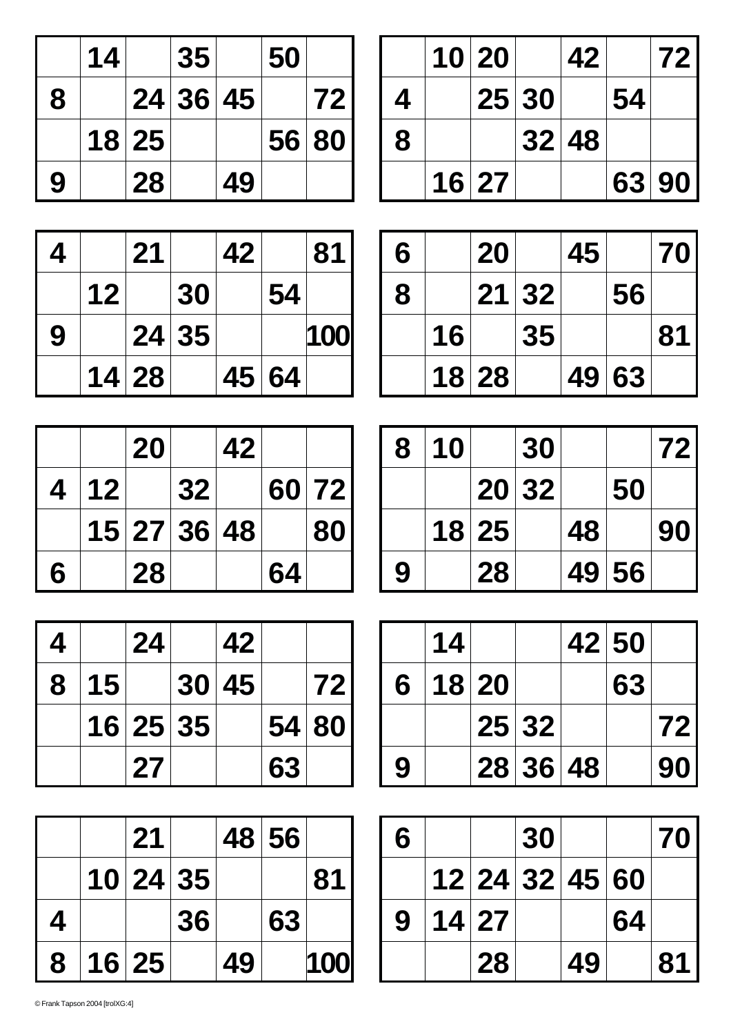|  |  |  |  |  |  |  |
|---|---|---|---|---|---|---|
|  | 14 |  | 35 |  | 50 |  |
| 8 |  | 24 | 36 | 45 |  | 72 |
|  | 18 | 25 |  |  | 56 | 80 |
| 9 |  | 28 |  | 49 |  |  |

|  |  |  |  |  |  |  |
|---|---|---|---|---|---|---|
|  | 10 | 20 |  | 42 |  | 72 |
| 4 |  | 25 | 30 |  | 54 |  |
| 8 |  |  | 32 | 48 |  |  |
|  | 16 | 27 |  |  | 63 | 90 |

|  |  |  |  |  |  |  |
|---|---|---|---|---|---|---|
| 4 |  | 21 |  | 42 |  | 81 |
|  | 12 |  | 30 |  | 54 |  |
| 9 |  | 24 | 35 |  |  | 100 |
|  | 14 | 28 |  | 45 | 64 |  |

|  |  |  |  |  |  |  |
|---|---|---|---|---|---|---|
| 6 |  | 20 |  | 45 |  | 70 |
| 8 |  | 21 | 32 |  | 56 |  |
|  | 16 |  | 35 |  |  | 81 |
|  | 18 | 28 |  | 49 | 63 |  |

|  |  |  |  |  |  |  |
|---|---|---|---|---|---|---|
|  |  | 20 |  | 42 |  |  |
| 4 | 12 |  | 32 |  | 60 | 72 |
|  | 15 | 27 | 36 | 48 |  | 80 |
| 6 |  | 28 |  |  | 64 |  |

|  |  |  |  |  |  |  |
|---|---|---|---|---|---|---|
| 8 | 10 |  | 30 |  |  | 72 |
|  |  | 20 | 32 |  | 50 |  |
|  | 18 | 25 |  | 48 |  | 90 |
| 9 |  | 28 |  | 49 | 56 |  |

|  |  |  |  |  |  |  |
|---|---|---|---|---|---|---|
| 4 |  | 24 |  | 42 |  |  |
| 8 | 15 |  | 30 | 45 |  | 72 |
|  | 16 | 25 | 35 |  | 54 | 80 |
|  |  | 27 |  |  | 63 |  |

|  |  |  |  |  |  |  |
|---|---|---|---|---|---|---|
|  | 14 |  |  | 42 | 50 |  |
| 6 | 18 | 20 |  |  | 63 |  |
|  |  | 25 | 32 |  |  | 72 |
| 9 |  | 28 | 36 | 48 |  | 90 |

|  |  |  |  |  |  |  |
|---|---|---|---|---|---|---|
|  |  | 21 |  | 48 | 56 |  |
|  | 10 | 24 | 35 |  |  | 81 |
| 4 |  |  | 36 |  | 63 |  |
| 8 | 16 | 25 |  | 49 |  | 100 |

|  |  |  |  |  |  |  |
|---|---|---|---|---|---|---|
| 6 |  |  | 30 |  |  | 70 |
|  | 12 | 24 | 32 | 45 | 60 |  |
| 9 | 14 | 27 |  |  | 64 |  |
|  |  | 28 |  | 49 |  | 81 |

© Frank Tapson 2004 [trolXG:4]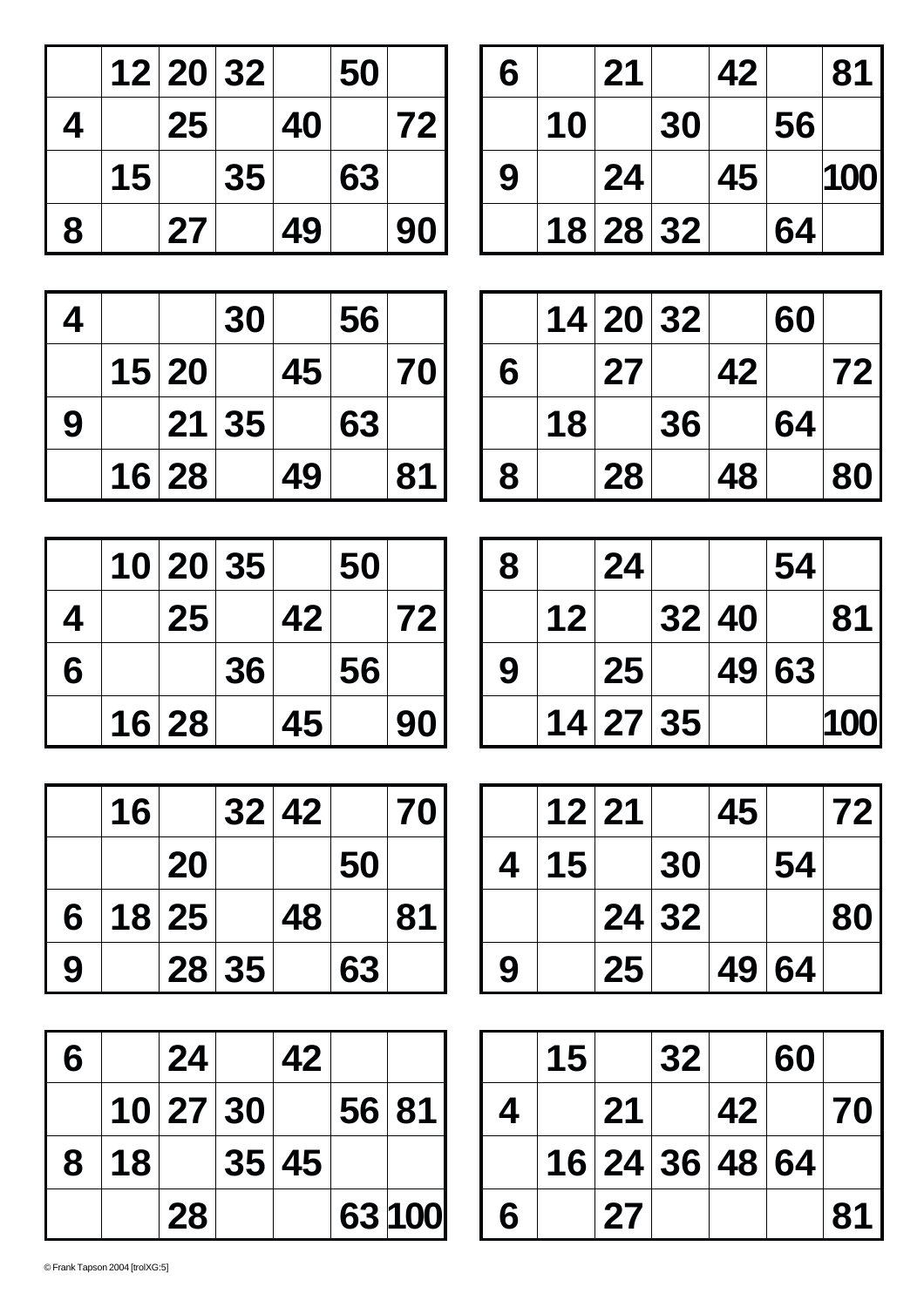| | 12 | 20 | 32 | | 50 | |
|---|---|---|---|---|---|---|
| 4 | | 25 | | 40 | | 72 |
| | 15 | | 35 | | 63 | |
| 8 | | 27 | | 49 | | 90 |

| 6 | | 21 | | 42 | | 81 |
|---|---|---|---|---|---|---|
| | 10 | | 30 | | 56 | |
| 9 | | 24 | | 45 | | 100 |
| | 18 | 28 | 32 | | 64 | |

| 4 | | | 30 | | 56 | |
|---|---|---|---|---|---|---|
| | 15 | 20 | | 45 | | 70 |
| 9 | | 21 | 35 | | 63 | |
| | 16 | 28 | | 49 | | 81 |

| | 14 | 20 | 32 | | 60 | |
|---|---|---|---|---|---|---|
| 6 | | 27 | | 42 | | 72 |
| | 18 | | 36 | | 64 | |
| 8 | | 28 | | 48 | | 80 |

| | 10 | 20 | 35 | | 50 | |
|---|---|---|---|---|---|---|
| 4 | | 25 | | 42 | | 72 |
| 6 | | | 36 | | 56 | |
| | 16 | 28 | | 45 | | 90 |

| 8 | | 24 | | | 54 | |
|---|---|---|---|---|---|---|
| | 12 | | 32 | 40 | | 81 |
| 9 | | 25 | | 49 | 63 | |
| | 14 | 27 | 35 | | | 100 |

| | 16 | | 32 | 42 | | 70 |
|---|---|---|---|---|---|---|
| | | 20 | | | 50 | |
| 6 | 18 | 25 | | 48 | | 81 |
| 9 | | 28 | 35 | | 63 | |

| | 12 | 21 | | 45 | | 72 |
|---|---|---|---|---|---|---|
| 4 | 15 | | 30 | | 54 | |
| | | 24 | 32 | | | 80 |
| 9 | | 25 | | 49 | 64 | |

| 6 | | 24 | | 42 | | |
|---|---|---|---|---|---|---|
| | 10 | 27 | 30 | | 56 | 81 |
| 8 | 18 | | 35 | 45 | | |
| | | 28 | | | 63 | 100 |

| | 15 | | 32 | | 60 | |
|---|---|---|---|---|---|---|
| 4 | | 21 | | 42 | | 70 |
| | 16 | 24 | 36 | 48 | 64 | |
| 6 | | 27 | | | | 81 |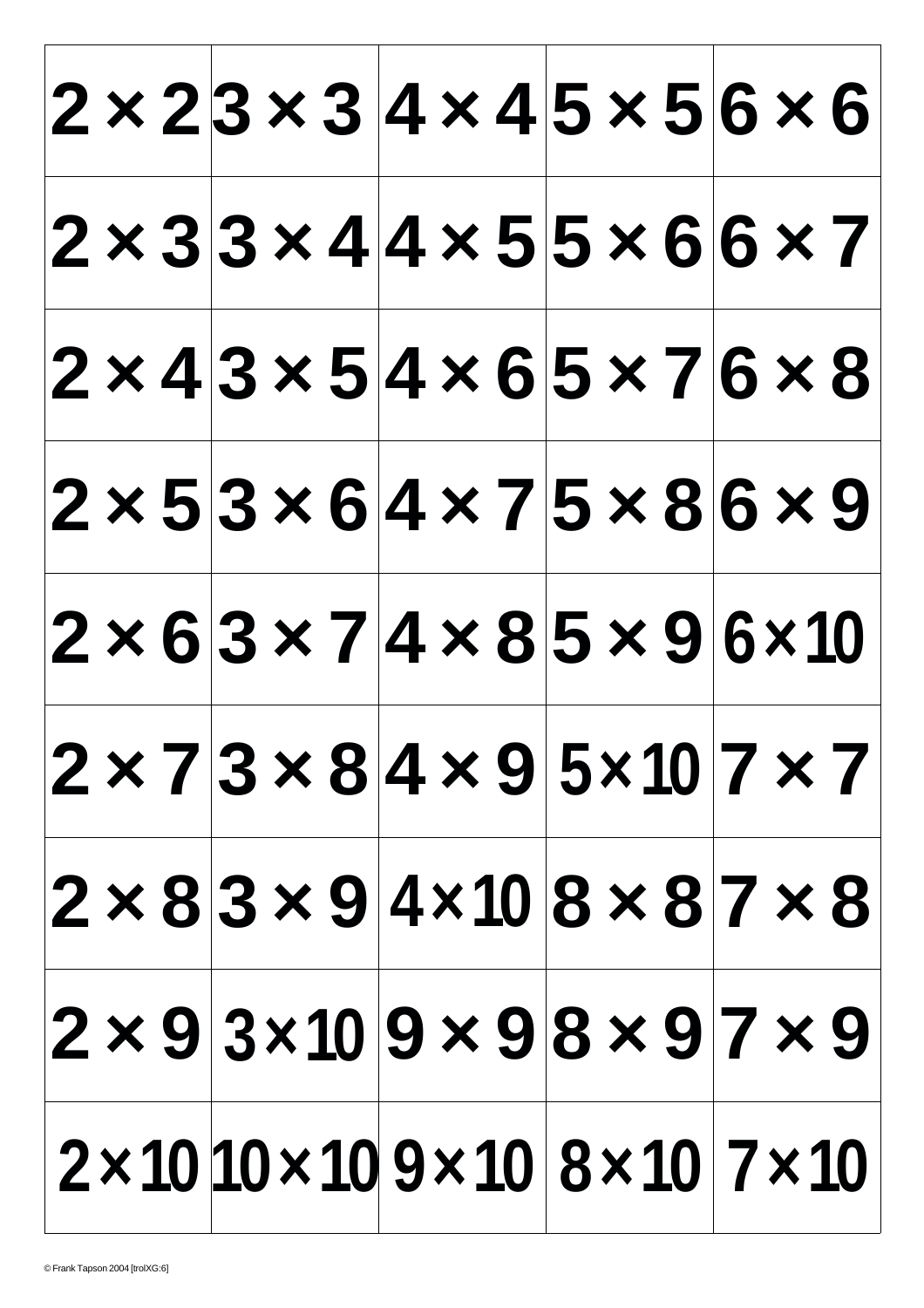| 2 × 2 | 3 × 3 | 4 × 4 | 5 × 5 | 6 × 6 |
|---|---|---|---|---|
| 2 × 3 | 3 × 4 | 4 × 5 | 5 × 6 | 6 × 7 |
| 2 × 4 | 3 × 5 | 4 × 6 | 5 × 7 | 6 × 8 |
| 2 × 5 | 3 × 6 | 4 × 7 | 5 × 8 | 6 × 9 |
| 2 × 6 | 3 × 7 | 4 × 8 | 5 × 9 | 6 × 10 |
| 2 × 7 | 3 × 8 | 4 × 9 | 5 × 10 | 7 × 7 |
| 2 × 8 | 3 × 9 | 4 × 10 | 8 × 8 | 7 × 8 |
| 2 × 9 | 3 × 10 | 9 × 9 | 8 × 9 | 7 × 9 |
| 2 × 10 | 10 × 10 | 9 × 10 | 8 × 10 | 7 × 10 |

© Frank Tapson 2004 [trolXG:6]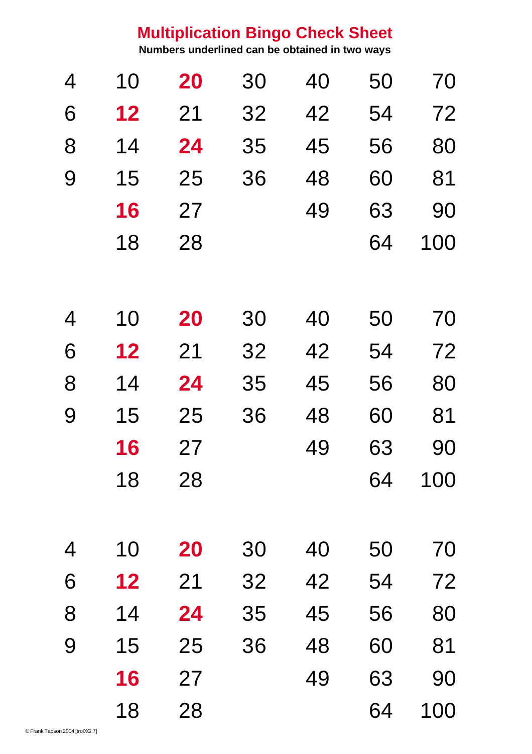# Multiplication Bingo Check Sheet

**Numbers underlined can be obtained in two ways**

| | | | | | | |
|---|---|---|---|---|---|---|
| 4 | 10 | **20** | 30 | 40 | 50 | 70 |
| 6 | **12** | 21 | 32 | 42 | 54 | 72 |
| 8 | 14 | **24** | 35 | 45 | 56 | 80 |
| 9 | 15 | 25 | 36 | 48 | 60 | 81 |
| | **16** | 27 | | 49 | 63 | 90 |
| | 18 | 28 | | | 64 | 100 |

| | | | | | | |
|---|---|---|---|---|---|---|
| 4 | 10 | **20** | 30 | 40 | 50 | 70 |
| 6 | **12** | 21 | 32 | 42 | 54 | 72 |
| 8 | 14 | **24** | 35 | 45 | 56 | 80 |
| 9 | 15 | 25 | 36 | 48 | 60 | 81 |
| | **16** | 27 | | 49 | 63 | 90 |
| | 18 | 28 | | | 64 | 100 |

| | | | | | | |
|---|---|---|---|---|---|---|
| 4 | 10 | **20** | 30 | 40 | 50 | 70 |
| 6 | **12** | 21 | 32 | 42 | 54 | 72 |
| 8 | 14 | **24** | 35 | 45 | 56 | 80 |
| 9 | 15 | 25 | 36 | 48 | 60 | 81 |
| | **16** | 27 | | 49 | 63 | 90 |
| | 18 | 28 | | | 64 | 100 |

© Frank Tapson 2004 [trolXG:7]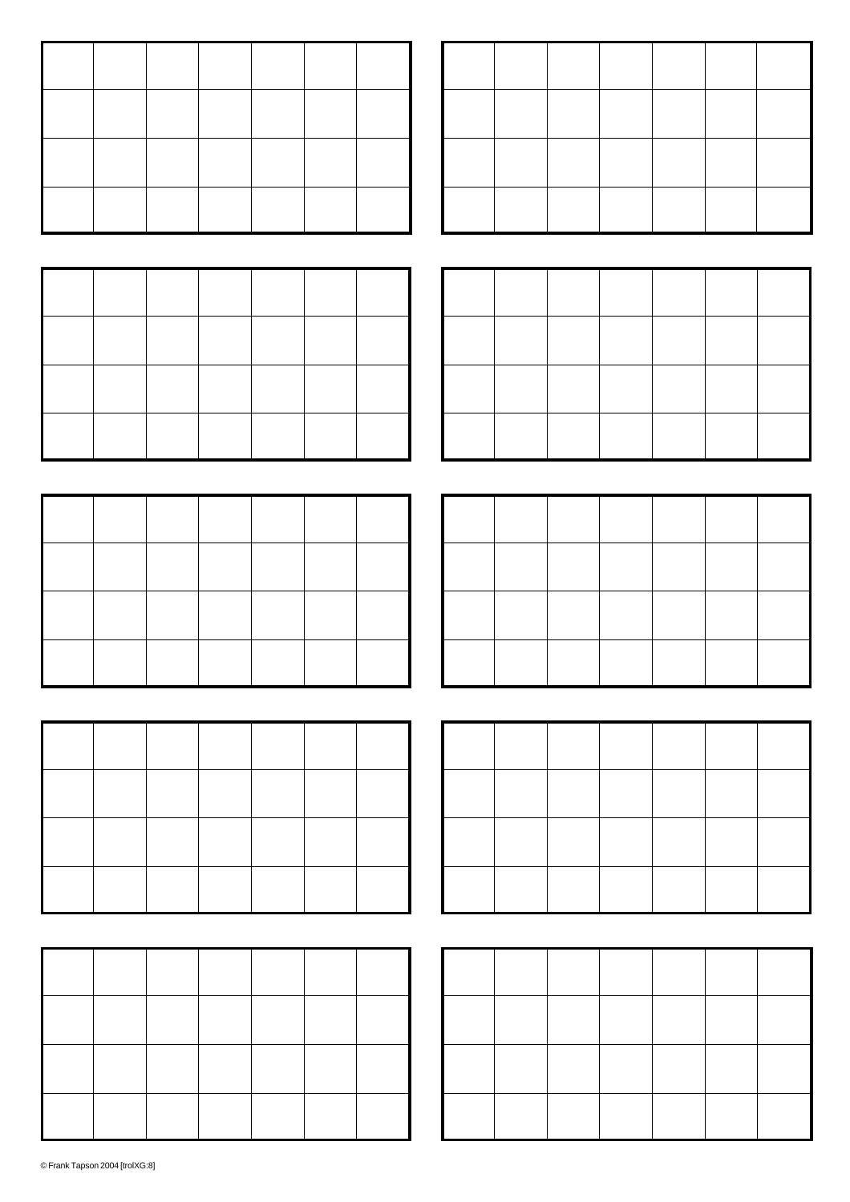| | | | | | | |
|---|---|---|---|---|---|---|
| | | | | | | |
| | | | | | | |
| | | | | | | |
| | | | | | | |

| | | | | | | |
|---|---|---|---|---|---|---|
| | | | | | | |
| | | | | | | |
| | | | | | | |
| | | | | | | |

| | | | | | | |
|---|---|---|---|---|---|---|
| | | | | | | |
| | | | | | | |
| | | | | | | |
| | | | | | | |

| | | | | | | |
|---|---|---|---|---|---|---|
| | | | | | | |
| | | | | | | |
| | | | | | | |
| | | | | | | |

| | | | | | | |
|---|---|---|---|---|---|---|
| | | | | | | |
| | | | | | | |
| | | | | | | |
| | | | | | | |

| | | | | | | |
|---|---|---|---|---|---|---|
| | | | | | | |
| | | | | | | |
| | | | | | | |
| | | | | | | |

| | | | | | | |
|---|---|---|---|---|---|---|
| | | | | | | |
| | | | | | | |
| | | | | | | |
| | | | | | | |

| | | | | | | |
|---|---|---|---|---|---|---|
| | | | | | | |
| | | | | | | |
| | | | | | | |
| | | | | | | |

| | | | | | | |
|---|---|---|---|---|---|---|
| | | | | | | |
| | | | | | | |
| | | | | | | |
| | | | | | | |

| | | | | | | |
|---|---|---|---|---|---|---|
| | | | | | | |
| | | | | | | |
| | | | | | | |
| | | | | | | |

© Frank Tapson 2004 [trolXG:8]